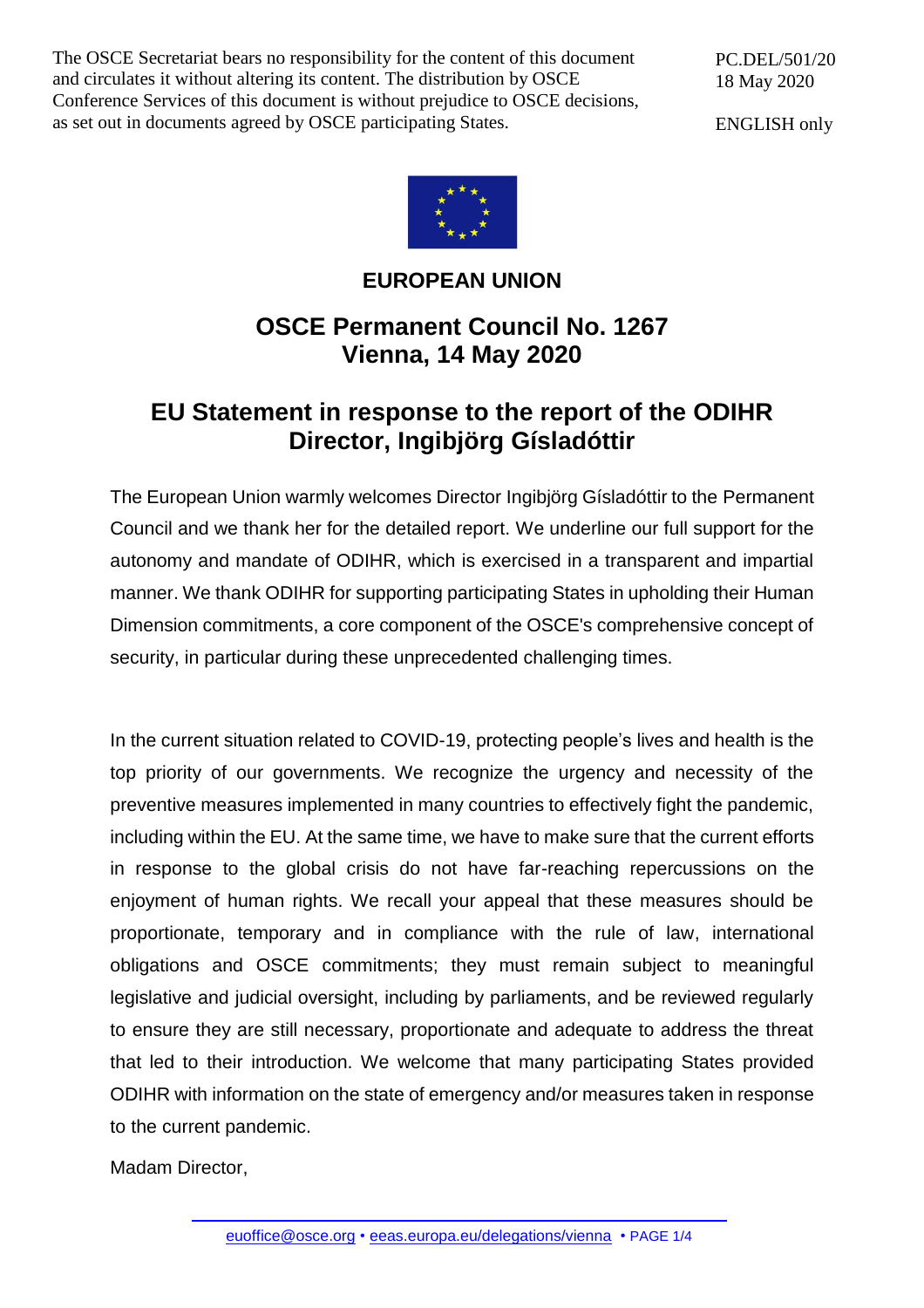The OSCE Secretariat bears no responsibility for the content of this document and circulates it without altering its content. The distribution by OSCE Conference Services of this document is without prejudice to OSCE decisions, as set out in documents agreed by OSCE participating States.

PC.DEL/501/20
18 May 2020

ENGLISH only

**EUROPEAN UNION**

## OSCE Permanent Council No. 1267
## Vienna, 14 May 2020

# EU Statement in response to the report of the ODIHR Director, Ingibjörg Gísladóttir

The European Union warmly welcomes Director Ingibjörg Gísladóttir to the Permanent Council and we thank her for the detailed report. We underline our full support for the autonomy and mandate of ODIHR, which is exercised in a transparent and impartial manner. We thank ODIHR for supporting participating States in upholding their Human Dimension commitments, a core component of the OSCE's comprehensive concept of security, in particular during these unprecedented challenging times.

In the current situation related to COVID-19, protecting people's lives and health is the top priority of our governments. We recognize the urgency and necessity of the preventive measures implemented in many countries to effectively fight the pandemic, including within the EU. At the same time, we have to make sure that the current efforts in response to the global crisis do not have far-reaching repercussions on the enjoyment of human rights. We recall your appeal that these measures should be proportionate, temporary and in compliance with the rule of law, international obligations and OSCE commitments; they must remain subject to meaningful legislative and judicial oversight, including by parliaments, and be reviewed regularly to ensure they are still necessary, proportionate and adequate to address the threat that led to their introduction. We welcome that many participating States provided ODIHR with information on the state of emergency and/or measures taken in response to the current pandemic.

Madam Director,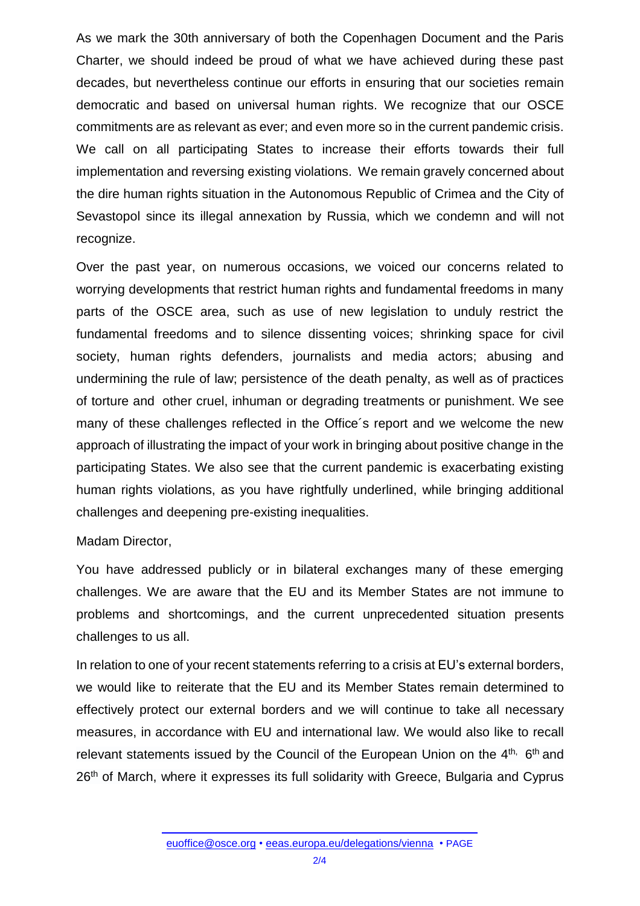As we mark the 30th anniversary of both the Copenhagen Document and the Paris Charter, we should indeed be proud of what we have achieved during these past decades, but nevertheless continue our efforts in ensuring that our societies remain democratic and based on universal human rights. We recognize that our OSCE commitments are as relevant as ever; and even more so in the current pandemic crisis. We call on all participating States to increase their efforts towards their full implementation and reversing existing violations. We remain gravely concerned about the dire human rights situation in the Autonomous Republic of Crimea and the City of Sevastopol since its illegal annexation by Russia, which we condemn and will not recognize.

Over the past year, on numerous occasions, we voiced our concerns related to worrying developments that restrict human rights and fundamental freedoms in many parts of the OSCE area, such as use of new legislation to unduly restrict the fundamental freedoms and to silence dissenting voices; shrinking space for civil society, human rights defenders, journalists and media actors; abusing and undermining the rule of law; persistence of the death penalty, as well as of practices of torture and other cruel, inhuman or degrading treatments or punishment. We see many of these challenges reflected in the Office´s report and we welcome the new approach of illustrating the impact of your work in bringing about positive change in the participating States. We also see that the current pandemic is exacerbating existing human rights violations, as you have rightfully underlined, while bringing additional challenges and deepening pre-existing inequalities.

Madam Director,

You have addressed publicly or in bilateral exchanges many of these emerging challenges. We are aware that the EU and its Member States are not immune to problems and shortcomings, and the current unprecedented situation presents challenges to us all.

In relation to one of your recent statements referring to a crisis at EU's external borders, we would like to reiterate that the EU and its Member States remain determined to effectively protect our external borders and we will continue to take all necessary measures, in accordance with EU and international law. We would also like to recall relevant statements issued by the Council of the European Union on the 4th, 6th and 26th of March, where it expresses its full solidarity with Greece, Bulgaria and Cyprus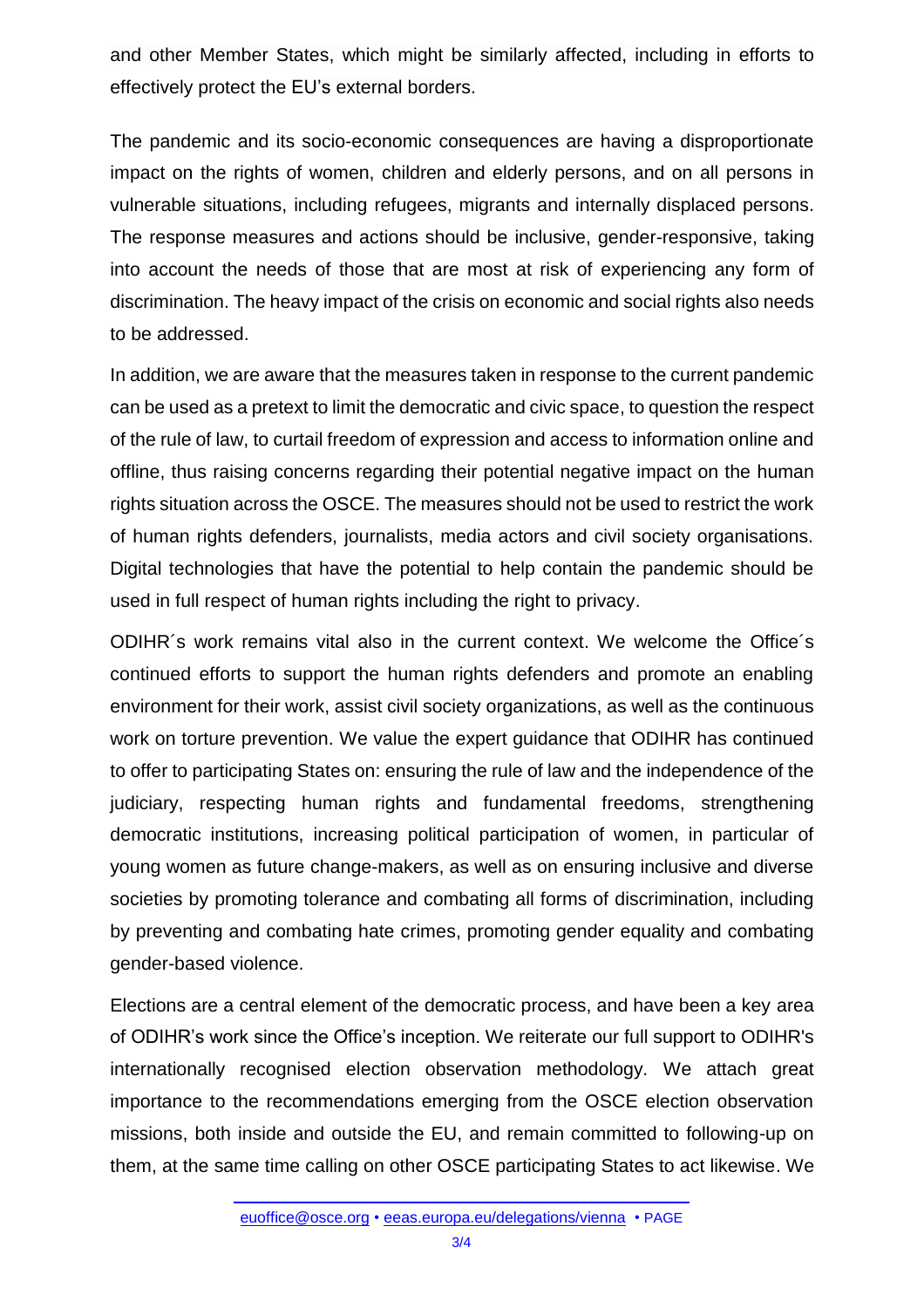and other Member States, which might be similarly affected, including in efforts to effectively protect the EU's external borders.

The pandemic and its socio-economic consequences are having a disproportionate impact on the rights of women, children and elderly persons, and on all persons in vulnerable situations, including refugees, migrants and internally displaced persons. The response measures and actions should be inclusive, gender-responsive, taking into account the needs of those that are most at risk of experiencing any form of discrimination. The heavy impact of the crisis on economic and social rights also needs to be addressed.

In addition, we are aware that the measures taken in response to the current pandemic can be used as a pretext to limit the democratic and civic space, to question the respect of the rule of law, to curtail freedom of expression and access to information online and offline, thus raising concerns regarding their potential negative impact on the human rights situation across the OSCE. The measures should not be used to restrict the work of human rights defenders, journalists, media actors and civil society organisations. Digital technologies that have the potential to help contain the pandemic should be used in full respect of human rights including the right to privacy.

ODIHR´s work remains vital also in the current context. We welcome the Office´s continued efforts to support the human rights defenders and promote an enabling environment for their work, assist civil society organizations, as well as the continuous work on torture prevention. We value the expert guidance that ODIHR has continued to offer to participating States on: ensuring the rule of law and the independence of the judiciary, respecting human rights and fundamental freedoms, strengthening democratic institutions, increasing political participation of women, in particular of young women as future change-makers, as well as on ensuring inclusive and diverse societies by promoting tolerance and combating all forms of discrimination, including by preventing and combating hate crimes, promoting gender equality and combating gender-based violence.

Elections are a central element of the democratic process, and have been a key area of ODIHR's work since the Office's inception. We reiterate our full support to ODIHR's internationally recognised election observation methodology. We attach great importance to the recommendations emerging from the OSCE election observation missions, both inside and outside the EU, and remain committed to following-up on them, at the same time calling on other OSCE participating States to act likewise. We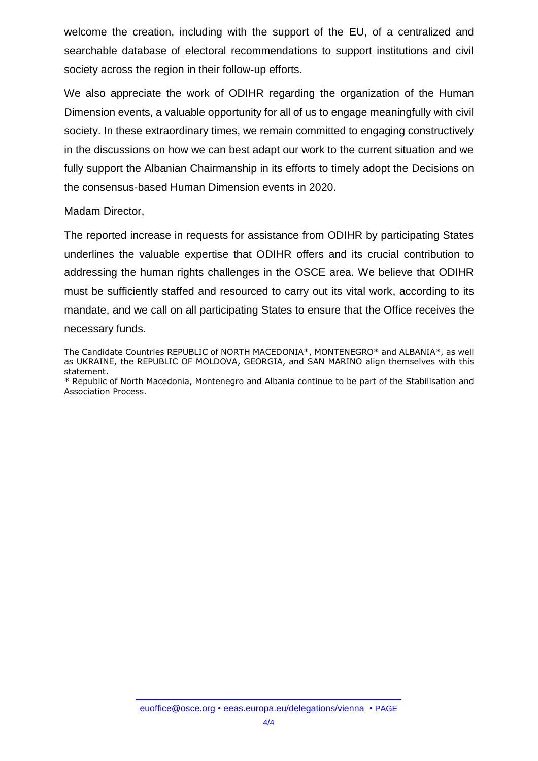welcome the creation, including with the support of the EU, of a centralized and searchable database of electoral recommendations to support institutions and civil society across the region in their follow-up efforts.

We also appreciate the work of ODIHR regarding the organization of the Human Dimension events, a valuable opportunity for all of us to engage meaningfully with civil society. In these extraordinary times, we remain committed to engaging constructively in the discussions on how we can best adapt our work to the current situation and we fully support the Albanian Chairmanship in its efforts to timely adopt the Decisions on the consensus-based Human Dimension events in 2020.

Madam Director,

The reported increase in requests for assistance from ODIHR by participating States underlines the valuable expertise that ODIHR offers and its crucial contribution to addressing the human rights challenges in the OSCE area. We believe that ODIHR must be sufficiently staffed and resourced to carry out its vital work, according to its mandate, and we call on all participating States to ensure that the Office receives the necessary funds.

The Candidate Countries REPUBLIC of NORTH MACEDONIA*, MONTENEGRO* and ALBANIA*, as well as UKRAINE, the REPUBLIC OF MOLDOVA, GEORGIA, and SAN MARINO align themselves with this statement.

* Republic of North Macedonia, Montenegro and Albania continue to be part of the Stabilisation and Association Process.

euoffice@osce.org • eeas.europa.eu/delegations/vienna